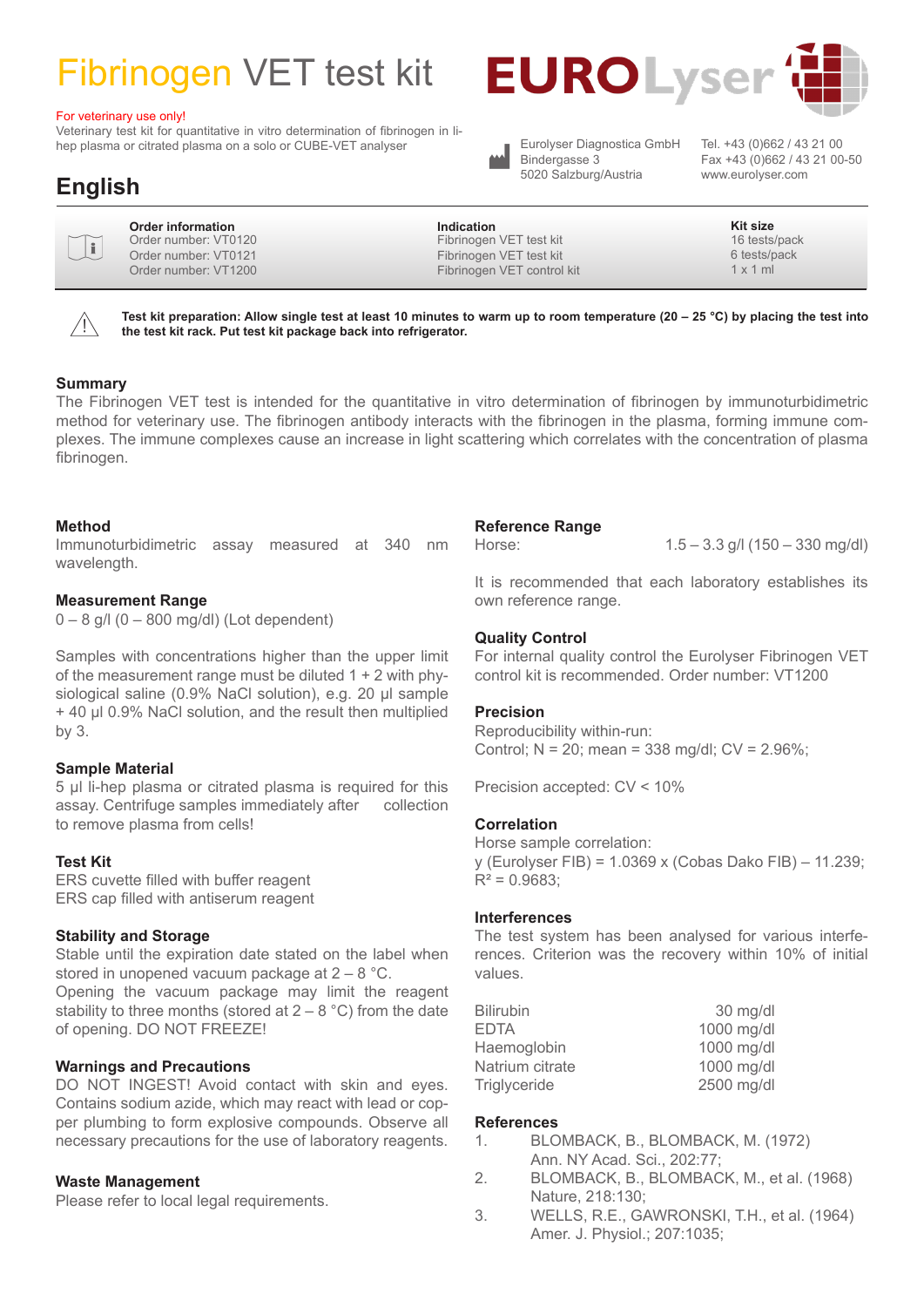# Fibrinogen VET test kit

EUROLyser

For veterinary use only!

Veterinary test kit for quantitative in vitro determination of fibrinogen in li-hep plasma or citrated plasma on a solo or CUBE-VET analyser

Eurolyser Diagnostica GmbH
Bindergasse 3
5020 Salzburg/Austria

Tel. +43 (0)662 / 43 21 00
Fax +43 (0)662 / 43 21 00-50
www.eurolyser.com

## English

| Order information | Indication | Kit size |
|---|---|---|
| Order number: VT0120 | Fibrinogen VET test kit | 16 tests/pack |
| Order number: VT0121 | Fibrinogen VET test kit | 6 tests/pack |
| Order number: VT1200 | Fibrinogen VET control kit | 1 x 1 ml |

**Test kit preparation: Allow single test at least 10 minutes to warm up to room temperature (20 – 25 °C) by placing the test into the test kit rack. Put test kit package back into refrigerator.**

### Summary

The Fibrinogen VET test is intended for the quantitative in vitro determination of fibrinogen by immunoturbidimetric method for veterinary use. The fibrinogen antibody interacts with the fibrinogen in the plasma, forming immune complexes. The immune complexes cause an increase in light scattering which correlates with the concentration of plasma fibrinogen.

### Method

Immunoturbidimetric assay measured at 340 nm wavelength.

### Measurement Range

0 – 8 g/l (0 – 800 mg/dl) (Lot dependent)

Samples with concentrations higher than the upper limit of the measurement range must be diluted 1 + 2 with physiological saline (0.9% NaCl solution), e.g. 20 µl sample + 40 µl 0.9% NaCl solution, and the result then multiplied by 3.

### Sample Material

5 µl li-hep plasma or citrated plasma is required for this assay. Centrifuge samples immediately after collection to remove plasma from cells!

### Test Kit

ERS cuvette filled with buffer reagent
ERS cap filled with antiserum reagent

### Stability and Storage

Stable until the expiration date stated on the label when stored in unopened vacuum package at 2 – 8 °C.
Opening the vacuum package may limit the reagent stability to three months (stored at 2 – 8 °C) from the date of opening. DO NOT FREEZE!

### Warnings and Precautions

DO NOT INGEST! Avoid contact with skin and eyes. Contains sodium azide, which may react with lead or copper plumbing to form explosive compounds. Observe all necessary precautions for the use of laboratory reagents.

### Waste Management

Please refer to local legal requirements.

### Reference Range

Horse: 1.5 – 3.3 g/l (150 – 330 mg/dl)

It is recommended that each laboratory establishes its own reference range.

### Quality Control

For internal quality control the Eurolyser Fibrinogen VET control kit is recommended. Order number: VT1200

### Precision

Reproducibility within-run:
Control; N = 20; mean = 338 mg/dl; CV = 2.96%;

Precision accepted: CV < 10%

### Correlation

Horse sample correlation:
y (Eurolyser FIB) = 1.0369 x (Cobas Dako FIB) – 11.239;
$R^2$ = 0.9683;

### Interferences

The test system has been analysed for various interferences. Criterion was the recovery within 10% of initial values.

| | |
|---|---|
| Bilirubin | 30 mg/dl |
| EDTA | 1000 mg/dl |
| Haemoglobin | 1000 mg/dl |
| Natrium citrate | 1000 mg/dl |
| Triglyceride | 2500 mg/dl |

### References

1. BLOMBACK, B., BLOMBACK, M. (1972) Ann. NY Acad. Sci., 202:77;
2. BLOMBACK, B., BLOMBACK, M., et al. (1968) Nature, 218:130;
3. WELLS, R.E., GAWRONSKI, T.H., et al. (1964) Amer. J. Physiol.; 207:1035;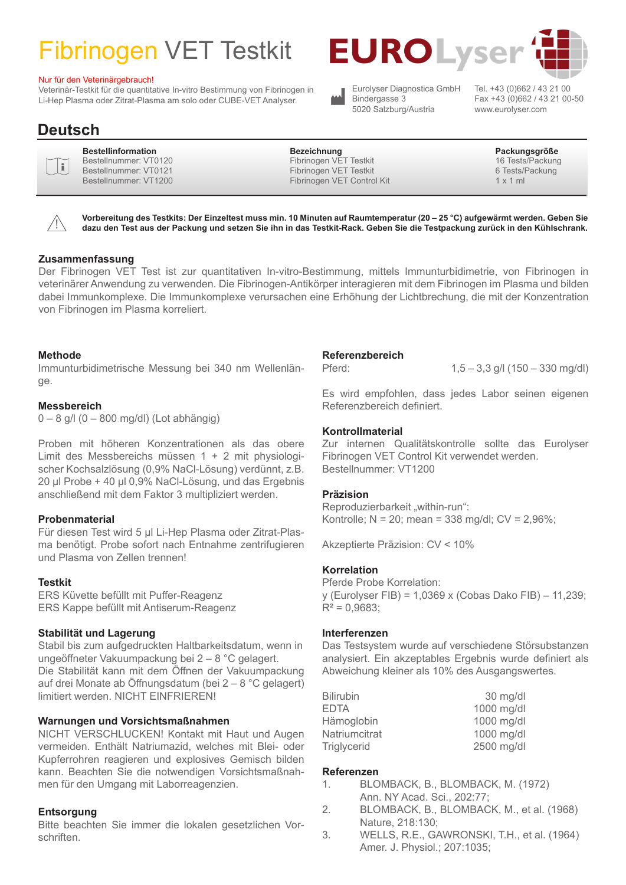# Fibrinogen VET Testkit

EUROLyser

Nur für den Veterinärgebrauch!
Veterinär-Testkit für die quantitative In-vitro Bestimmung von Fibrinogen in Li-Hep Plasma oder Zitrat-Plasma am solo oder CUBE-VET Analyser.

Eurolyser Diagnostica GmbH
Bindergasse 3
5020 Salzburg/Austria

Tel. +43 (0)662 / 43 21 00
Fax +43 (0)662 / 43 21 00-50
www.eurolyser.com

## Deutsch

| Bestellinformation | Bezeichnung | Packungsgröße |
|---|---|---|
| Bestellnummer: VT0120 | Fibrinogen VET Testkit | 16 Tests/Packung |
| Bestellnummer: VT0121 | Fibrinogen VET Testkit | 6 Tests/Packung |
| Bestellnummer: VT1200 | Fibrinogen VET Control Kit | 1 x 1 ml |

**Vorbereitung des Testkits: Der Einzeltest muss min. 10 Minuten auf Raumtemperatur (20 – 25 °C) aufgewärmt werden. Geben Sie dazu den Test aus der Packung und setzen Sie ihn in das Testkit-Rack. Geben Sie die Testpackung zurück in den Kühlschrank.**

### Zusammenfassung

Der Fibrinogen VET Test ist zur quantitativen In-vitro-Bestimmung, mittels Immunturbidimetrie, von Fibrinogen in veterinärer Anwendung zu verwenden. Die Fibrinogen-Antikörper interagieren mit dem Fibrinogen im Plasma und bilden dabei Immunkomplexe. Die Immunkomplexe verursachen eine Erhöhung der Lichtbrechung, die mit der Konzentration von Fibrinogen im Plasma korreliert.

### Methode

Immunturbidimetrische Messung bei 340 nm Wellenlänge.

### Messbereich

0 – 8 g/l (0 – 800 mg/dl) (Lot abhängig)

Proben mit höheren Konzentrationen als das obere Limit des Messbereichs müssen 1 + 2 mit physiologischer Kochsalzlösung (0,9% NaCl-Lösung) verdünnt, z.B. 20 µl Probe + 40 µl 0,9% NaCl-Lösung, und das Ergebnis anschließend mit dem Faktor 3 multipliziert werden.

### Probenmaterial

Für diesen Test wird 5 µl Li-Hep Plasma oder Zitrat-Plasma benötigt. Probe sofort nach Entnahme zentrifugieren und Plasma von Zellen trennen!

### Testkit

ERS Küvette befüllt mit Puffer-Reagenz
ERS Kappe befüllt mit Antiserum-Reagenz

### Stabilität und Lagerung

Stabil bis zum aufgedruckten Haltbarkeitsdatum, wenn in ungeöffneter Vakuumpackung bei 2 – 8 °C gelagert.
Die Stabilität kann mit dem Öffnen der Vakuumpackung auf drei Monate ab Öffnungsdatum (bei 2 – 8 °C gelagert) limitiert werden. NICHT EINFRIEREN!

### Warnungen und Vorsichtsmaßnahmen

NICHT VERSCHLUCKEN! Kontakt mit Haut und Augen vermeiden. Enthält Natriumazid, welches mit Blei- oder Kupferrohren reagieren und explosives Gemisch bilden kann. Beachten Sie die notwendigen Vorsichtsmaßnahmen für den Umgang mit Laborreagenzien.

### Entsorgung

Bitte beachten Sie immer die lokalen gesetzlichen Vorschriften.

### Referenzbereich

Pferd: 1,5 – 3,3 g/l (150 – 330 mg/dl)

Es wird empfohlen, dass jedes Labor seinen eigenen Referenzbereich definiert.

### Kontrollmaterial

Zur internen Qualitätskontrolle sollte das Eurolyser Fibrinogen VET Control Kit verwendet werden.
Bestellnummer: VT1200

### Präzision

Reproduzierbarkeit „within-run“:
Kontrolle; N = 20; mean = 338 mg/dl; CV = 2,96%;

Akzeptierte Präzision: CV < 10%

### Korrelation

Pferde Probe Korrelation:
y (Eurolyser FIB) = 1,0369 x (Cobas Dako FIB) – 11,239;
$R^2$ = 0,9683;

### Interferenzen

Das Testsystem wurde auf verschiedene Störsubstanzen analysiert. Ein akzeptables Ergebnis wurde definiert als Abweichung kleiner als 10% des Ausgangswertes.

| | |
|---|---|
| Bilirubin | 30 mg/dl |
| EDTA | 1000 mg/dl |
| Hämoglobin | 1000 mg/dl |
| Natriumcitrat | 1000 mg/dl |
| Triglycerid | 2500 mg/dl |

### Referenzen

1. BLOMBACK, B., BLOMBACK, M. (1972) Ann. NY Acad. Sci., 202:77;
2. BLOMBACK, B., BLOMBACK, M., et al. (1968) Nature, 218:130;
3. WELLS, R.E., GAWRONSKI, T.H., et al. (1964) Amer. J. Physiol.; 207:1035;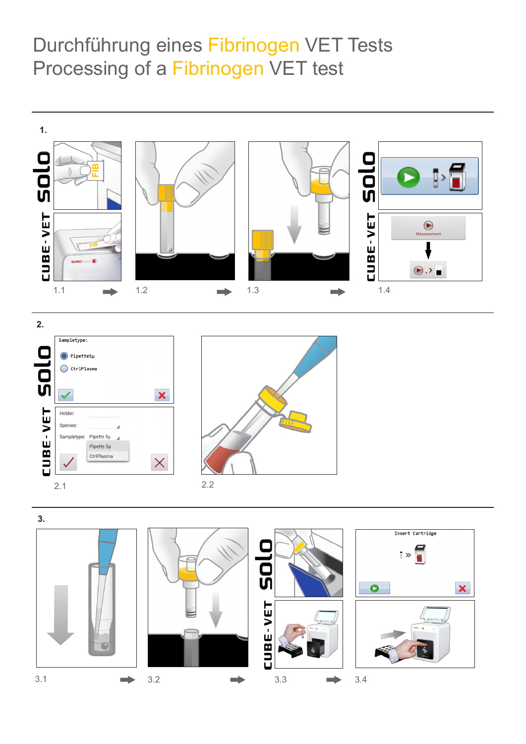# Durchführung eines Fibrinogen VET Tests
# Processing of a Fibrinogen VET test

**1.**

1.1

1.2

1.3

1.4

**2.**

2.1

2.2

**3.**

3.1

3.2

3.3

3.4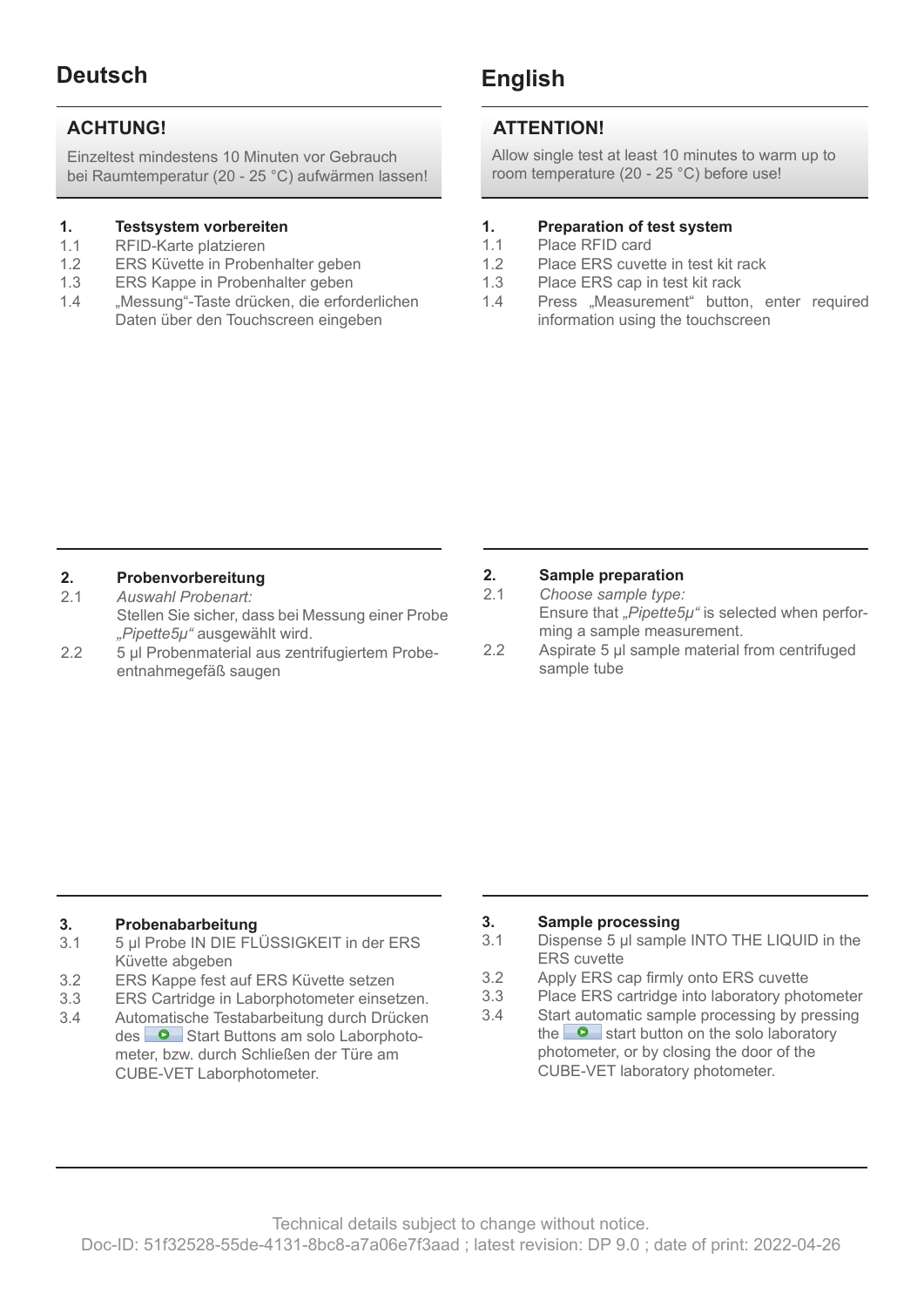## Deutsch

### ACHTUNG!

Einzeltest mindestens 10 Minuten vor Gebrauch bei Raumtemperatur (20 - 25 °C) aufwärmen lassen!

**1. Testsystem vorbereiten**

1.1 RFID-Karte platzieren
1.2 ERS Küvette in Probenhalter geben
1.3 ERS Kappe in Probenhalter geben
1.4 „Messung“-Taste drücken, die erforderlichen Daten über den Touchscreen eingeben

**2. Probenvorbereitung**

2.1 *Auswahl Probenart:*
Stellen Sie sicher, dass bei Messung einer Probe *„Pipette5µ“* ausgewählt wird.
2.2 5 µl Probenmaterial aus zentrifugiertem Probeentnahmegefäß saugen

**3. Probenabarbeitung**

3.1 5 µl Probe IN DIE FLÜSSIGKEIT in der ERS Küvette abgeben
3.2 ERS Kappe fest auf ERS Küvette setzen
3.3 ERS Cartridge in Laborphotometer einsetzen.
3.4 Automatische Testabarbeitung durch Drücken des Start Buttons am solo Laborphotometer, bzw. durch Schließen der Türe am CUBE-VET Laborphotometer.

## English

### ATTENTION!

Allow single test at least 10 minutes to warm up to room temperature (20 - 25 °C) before use!

**1. Preparation of test system**

1.1 Place RFID card
1.2 Place ERS cuvette in test kit rack
1.3 Place ERS cap in test kit rack
1.4 Press „Measurement“ button, enter required information using the touchscreen

**2. Sample preparation**

2.1 *Choose sample type:*
Ensure that *„Pipette5µ“* is selected when performing a sample measurement.
2.2 Aspirate 5 µl sample material from centrifuged sample tube

**3. Sample processing**

3.1 Dispense 5 µl sample INTO THE LIQUID in the ERS cuvette
3.2 Apply ERS cap firmly onto ERS cuvette
3.3 Place ERS cartridge into laboratory photometer
3.4 Start automatic sample processing by pressing the start button on the solo laboratory photometer, or by closing the door of the CUBE-VET laboratory photometer.

Technical details subject to change without notice.
Doc-ID: 51f32528-55de-4131-8bc8-a7a06e7f3aad ; latest revision: DP 9.0 ; date of print: 2022-04-26